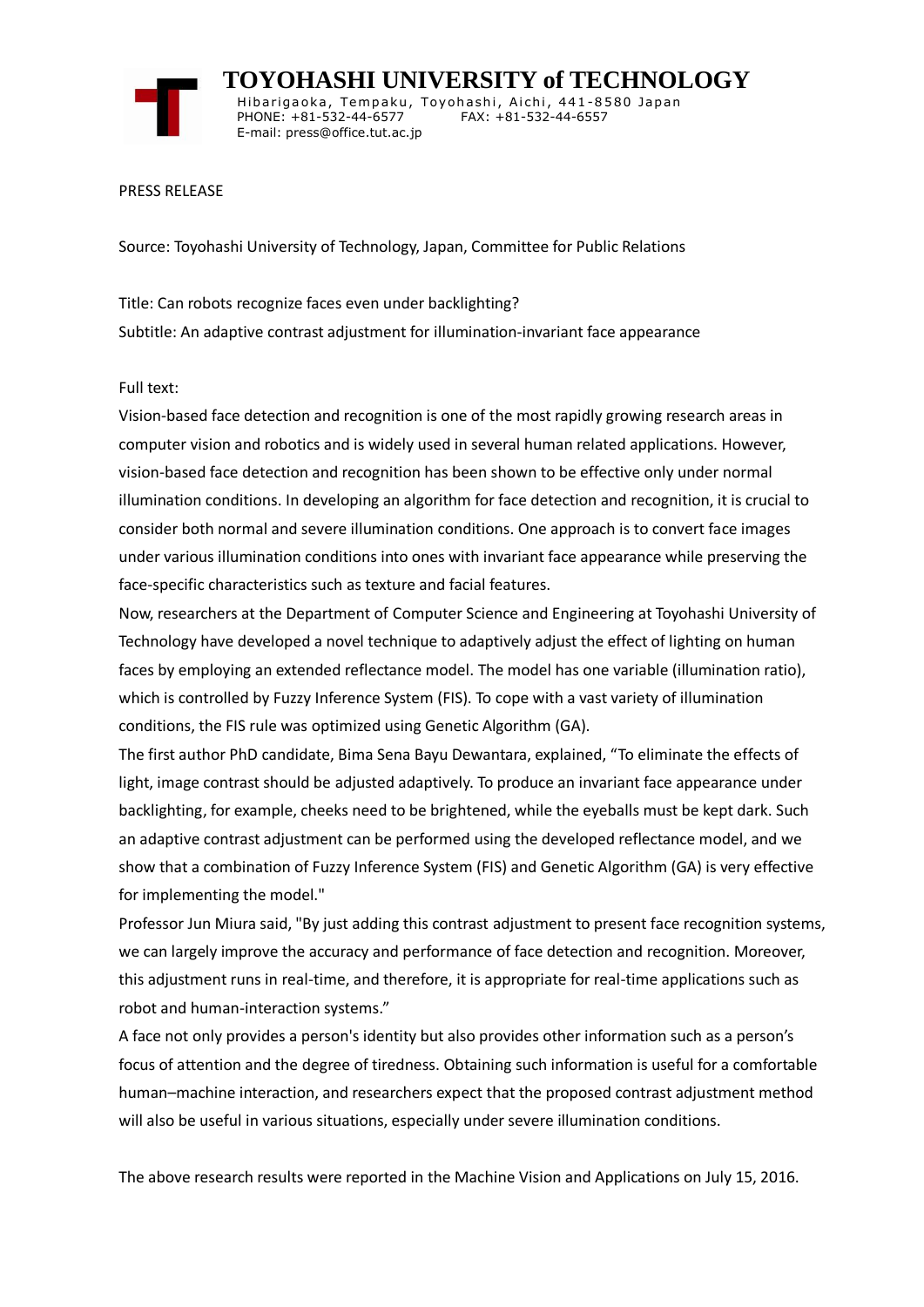# TOYOHASHI UNIVERSITY of TECHNOLOGY

Hibarigaoka, Tempaku, Toyohashi, Aichi, 441-8580 Japan
PHONE: +81-532-44-6577 FAX: +81-532-44-6557
E-mail: press@office.tut.ac.jp

PRESS RELEASE

Source: Toyohashi University of Technology, Japan, Committee for Public Relations

Title: Can robots recognize faces even under backlighting?

Subtitle: An adaptive contrast adjustment for illumination-invariant face appearance

Full text:

Vision-based face detection and recognition is one of the most rapidly growing research areas in computer vision and robotics and is widely used in several human related applications. However, vision-based face detection and recognition has been shown to be effective only under normal illumination conditions. In developing an algorithm for face detection and recognition, it is crucial to consider both normal and severe illumination conditions. One approach is to convert face images under various illumination conditions into ones with invariant face appearance while preserving the face-specific characteristics such as texture and facial features.

Now, researchers at the Department of Computer Science and Engineering at Toyohashi University of Technology have developed a novel technique to adaptively adjust the effect of lighting on human faces by employing an extended reflectance model. The model has one variable (illumination ratio), which is controlled by Fuzzy Inference System (FIS). To cope with a vast variety of illumination conditions, the FIS rule was optimized using Genetic Algorithm (GA).

The first author PhD candidate, Bima Sena Bayu Dewantara, explained, "To eliminate the effects of light, image contrast should be adjusted adaptively. To produce an invariant face appearance under backlighting, for example, cheeks need to be brightened, while the eyeballs must be kept dark. Such an adaptive contrast adjustment can be performed using the developed reflectance model, and we show that a combination of Fuzzy Inference System (FIS) and Genetic Algorithm (GA) is very effective for implementing the model."

Professor Jun Miura said, "By just adding this contrast adjustment to present face recognition systems, we can largely improve the accuracy and performance of face detection and recognition. Moreover, this adjustment runs in real-time, and therefore, it is appropriate for real-time applications such as robot and human-interaction systems."

A face not only provides a person's identity but also provides other information such as a person's focus of attention and the degree of tiredness. Obtaining such information is useful for a comfortable human–machine interaction, and researchers expect that the proposed contrast adjustment method will also be useful in various situations, especially under severe illumination conditions.

The above research results were reported in the Machine Vision and Applications on July 15, 2016.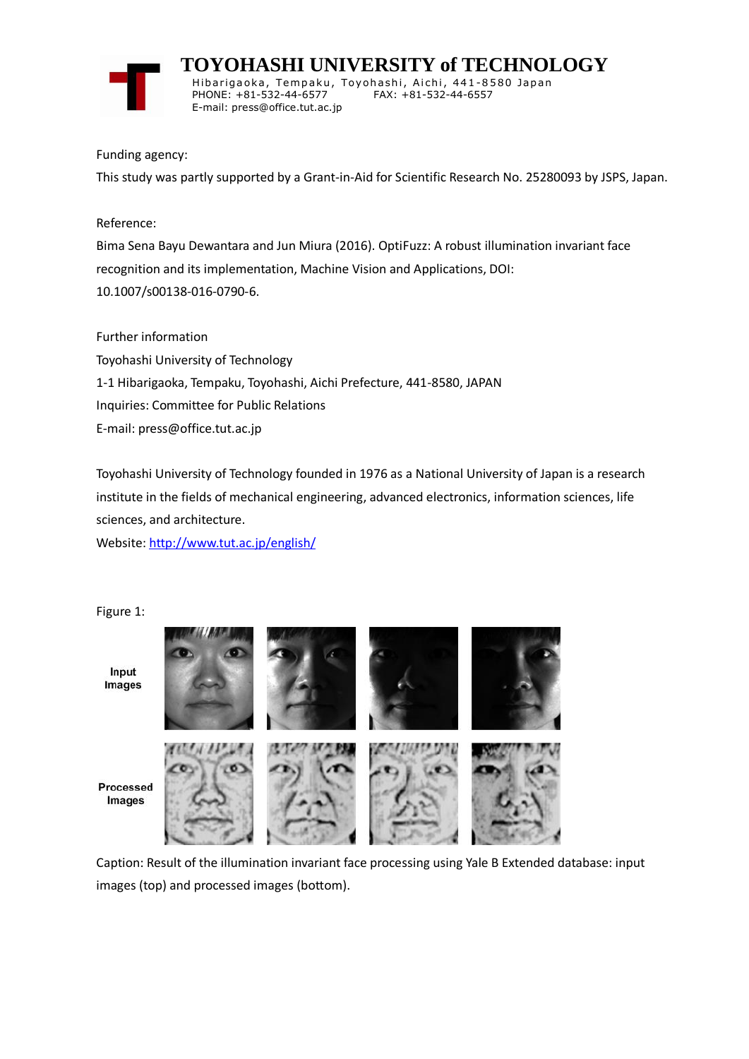**TOYOHASHI UNIVERSITY of TECHNOLOGY**
Hibarigaoka, Tempaku, Toyohashi, Aichi, 441-8580 Japan
PHONE: +81-532-44-6577 FAX: +81-532-44-6557
E-mail: press@office.tut.ac.jp

Funding agency:

This study was partly supported by a Grant-in-Aid for Scientific Research No. 25280093 by JSPS, Japan.

Reference:

Bima Sena Bayu Dewantara and Jun Miura (2016). OptiFuzz: A robust illumination invariant face recognition and its implementation, Machine Vision and Applications, DOI: 10.1007/s00138-016-0790-6.

Further information

Toyohashi University of Technology

1-1 Hibarigaoka, Tempaku, Toyohashi, Aichi Prefecture, 441-8580, JAPAN

Inquiries: Committee for Public Relations

E-mail: press@office.tut.ac.jp

Toyohashi University of Technology founded in 1976 as a National University of Japan is a research institute in the fields of mechanical engineering, advanced electronics, information sciences, life sciences, and architecture.

Website: http://www.tut.ac.jp/english/

Figure 1:

Caption: Result of the illumination invariant face processing using Yale B Extended database: input images (top) and processed images (bottom).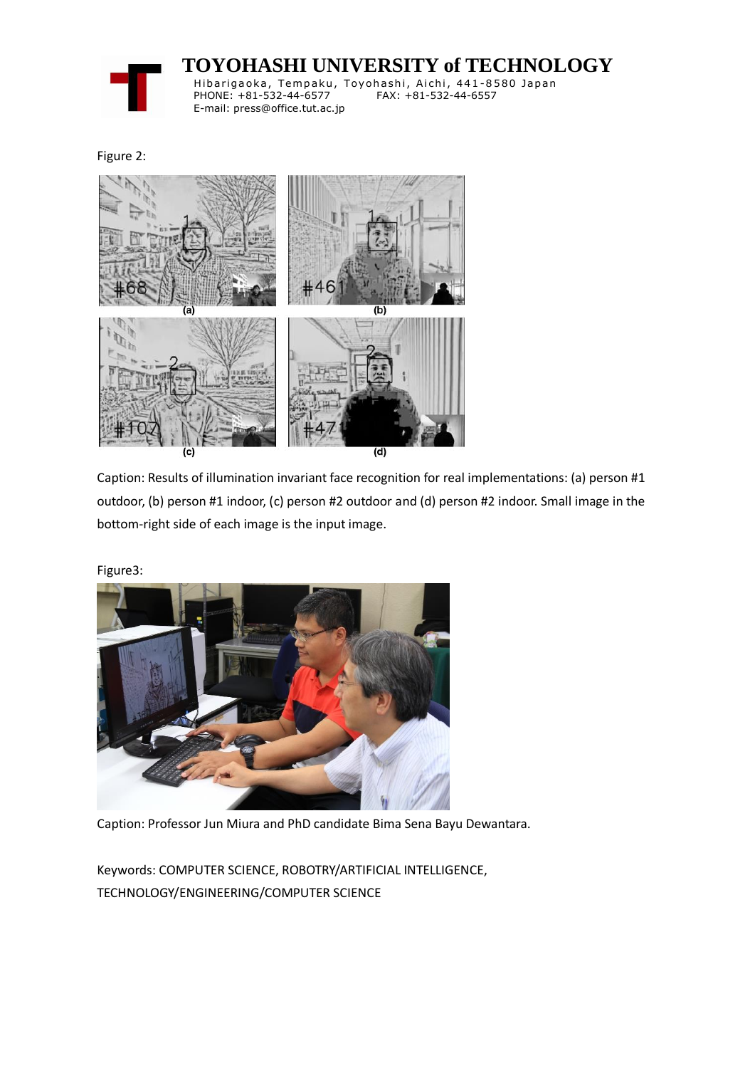Figure 2:

Caption: Results of illumination invariant face recognition for real implementations: (a) person #1 outdoor, (b) person #1 indoor, (c) person #2 outdoor and (d) person #2 indoor. Small image in the bottom-right side of each image is the input image.

Figure3:

Caption: Professor Jun Miura and PhD candidate Bima Sena Bayu Dewantara.

Keywords: COMPUTER SCIENCE, ROBOTRY/ARTIFICIAL INTELLIGENCE, TECHNOLOGY/ENGINEERING/COMPUTER SCIENCE